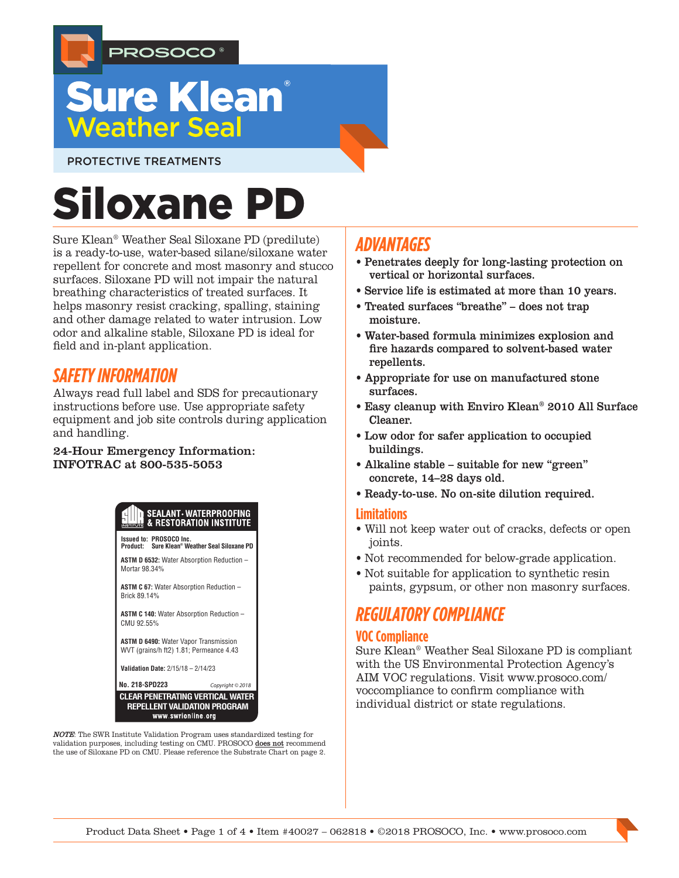PROSOCO®

# Sure Klean® Weather Seal

PROTECTIVE TREATMENTS

# Siloxane PD

Sure Klean® Weather Seal Siloxane PD (predilute) is a ready-to-use, water-based silane/siloxane water repellent for concrete and most masonry and stucco surfaces. Siloxane PD will not impair the natural breathing characteristics of treated surfaces. It helps masonry resist cracking, spalling, staining and other damage related to water intrusion. Low odor and alkaline stable, Siloxane PD is ideal for field and in-plant application.

## SAFETY INFORMATION

Always read full label and SDS for precautionary instructions before use. Use appropriate safety equipment and job site controls during application and handling.

**24-Hour Emergency Information: INFOTRAC at 800-535-5053**

**SEALANT · WATERPROOFING & RESTORATION INSTITUTE**

**Issued to:** PROSOCO Inc.
**Product:** Sure Klean® Weather Seal Siloxane PD

**ASTM D 6532:** Water Absorption Reduction – Mortar 98.34%

**ASTM C 67:** Water Absorption Reduction – Brick 89.14%

**ASTM C 140:** Water Absorption Reduction – CMU 92.55%

**ASTM D 6490:** Water Vapor Transmission WVT (grains/h ft2) 1.81; Permeance 4.43

**Validation Date:** 2/15/18 – 2/14/23

**No. 218-SPD223** Copyright © 2018

**CLEAR PENETRATING VERTICAL WATER REPELLENT VALIDATION PROGRAM**
www.swrionline.org

***NOTE***: The SWR Institute Validation Program uses standardized testing for validation purposes, including testing on CMU. PROSOCO does not recommend the use of Siloxane PD on CMU. Please reference the Substrate Chart on page 2.

## ADVANTAGES

- **Penetrates deeply for long-lasting protection on vertical or horizontal surfaces.**
- **Service life is estimated at more than 10 years.**
- **Treated surfaces "breathe" – does not trap moisture.**
- **Water-based formula minimizes explosion and fire hazards compared to solvent-based water repellents.**
- **Appropriate for use on manufactured stone surfaces.**
- **Easy cleanup with Enviro Klean® 2010 All Surface Cleaner.**
- **Low odor for safer application to occupied buildings.**
- **Alkaline stable – suitable for new "green" concrete, 14–28 days old.**
- **Ready-to-use. No on-site dilution required.**

### Limitations

- Will not keep water out of cracks, defects or open joints.
- Not recommended for below-grade application.
- Not suitable for application to synthetic resin paints, gypsum, or other non masonry surfaces.

## REGULATORY COMPLIANCE

### VOC Compliance

Sure Klean® Weather Seal Siloxane PD is compliant with the US Environmental Protection Agency's AIM VOC regulations. Visit www.prosoco.com/voccompliance to confirm compliance with individual district or state regulations.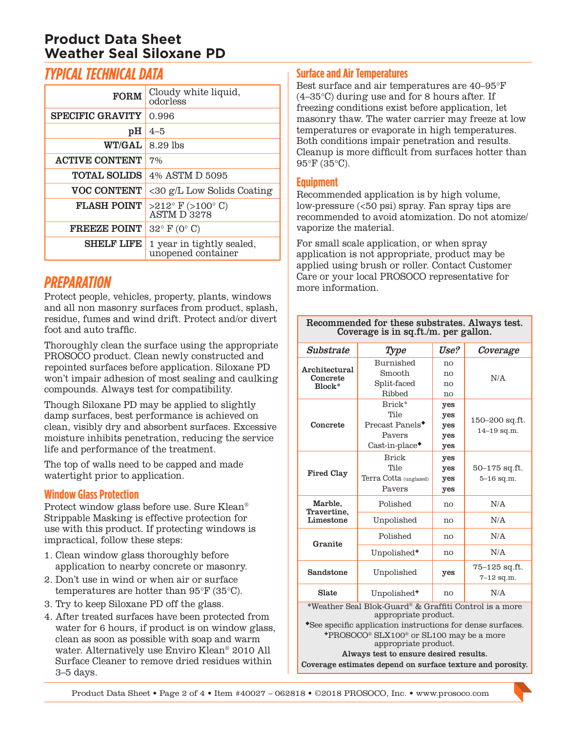# Product Data Sheet
# Weather Seal Siloxane PD

## TYPICAL TECHNICAL DATA

| | |
|---|---|
| **FORM** | Cloudy white liquid, odorless |
| **SPECIFIC GRAVITY** | 0.996 |
| **pH** | 4–5 |
| **WT/GAL** | 8.29 lbs |
| **ACTIVE CONTENT** | 7% |
| **TOTAL SOLIDS** | 4% ASTM D 5095 |
| **VOC CONTENT** | <30 g/L Low Solids Coating |
| **FLASH POINT** | >212° F (>100° C) ASTM D 3278 |
| **FREEZE POINT** | 32° F (0° C) |
| **SHELF LIFE** | 1 year in tightly sealed, unopened container |

## PREPARATION

Protect people, vehicles, property, plants, windows and all non masonry surfaces from product, splash, residue, fumes and wind drift. Protect and/or divert foot and auto traffic.

Thoroughly clean the surface using the appropriate PROSOCO product. Clean newly constructed and repointed surfaces before application. Siloxane PD won't impair adhesion of most sealing and caulking compounds. Always test for compatibility.

Though Siloxane PD may be applied to slightly damp surfaces, best performance is achieved on clean, visibly dry and absorbent surfaces. Excessive moisture inhibits penetration, reducing the service life and performance of the treatment.

The top of walls need to be capped and made watertight prior to application.

### Window Glass Protection

Protect window glass before use. Sure Klean® Strippable Masking is effective protection for use with this product. If protecting windows is impractical, follow these steps:

1. Clean window glass thoroughly before application to nearby concrete or masonry.
2. Don't use in wind or when air or surface temperatures are hotter than 95°F (35°C).
3. Try to keep Siloxane PD off the glass.
4. After treated surfaces have been protected from water for 6 hours, if product is on window glass, clean as soon as possible with soap and warm water. Alternatively use Enviro Klean® 2010 All Surface Cleaner to remove dried residues within 3–5 days.

### Surface and Air Temperatures

Best surface and air temperatures are 40–95°F (4–35°C) during use and for 8 hours after. If freezing conditions exist before application, let masonry thaw. The water carrier may freeze at low temperatures or evaporate in high temperatures. Both conditions impair penetration and results. Cleanup is more difficult from surfaces hotter than 95°F (35°C).

### Equipment

Recommended application is by high volume, low-pressure (<50 psi) spray. Fan spray tips are recommended to avoid atomization. Do not atomize/vaporize the material.

For small scale application, or when spray application is not appropriate, product may be applied using brush or roller. Contact Customer Care or your local PROSOCO representative for more information.

**Recommended for these substrates. Always test. Coverage is in sq.ft./m. per gallon.**

| *Substrate* | *Type* | *Use?* | *Coverage* |
|---|---|---|---|
| **Architectural Concrete Block*** | Burnished | no | N/A |
| | Smooth | no | |
| | Split-faced | no | |
| | Ribbed | no | |
| **Concrete** | Brick* | **yes** | 150–200 sq.ft. 14–19 sq.m. |
| | Tile | **yes** | |
| | Precast Panels◆ | **yes** | |
| | Pavers | **yes** | |
| | Cast-in-place◆ | **yes** | |
| **Fired Clay** | Brick | **yes** | 50–175 sq.ft. 5–16 sq.m. |
| | Tile | **yes** | |
| | Terra Cotta (unglazed) | **yes** | |
| | Pavers | **yes** | |
| **Marble, Travertine, Limestone** | Polished | no | N/A |
| | Unpolished | no | N/A |
| **Granite** | Polished | no | N/A |
| | Unpolished+ | no | N/A |
| **Sandstone** | Unpolished | **yes** | 75–125 sq.ft. 7–12 sq.m. |
| **Slate** | Unpolished+ | no | N/A |

*Weather Seal Blok-Guard® & Graffiti Control is a more appropriate product.

◆See specific application instructions for dense surfaces.

+PROSOCO® SLX100® or SL100 may be a more appropriate product.

**Always test to ensure desired results.**

**Coverage estimates depend on surface texture and porosity.**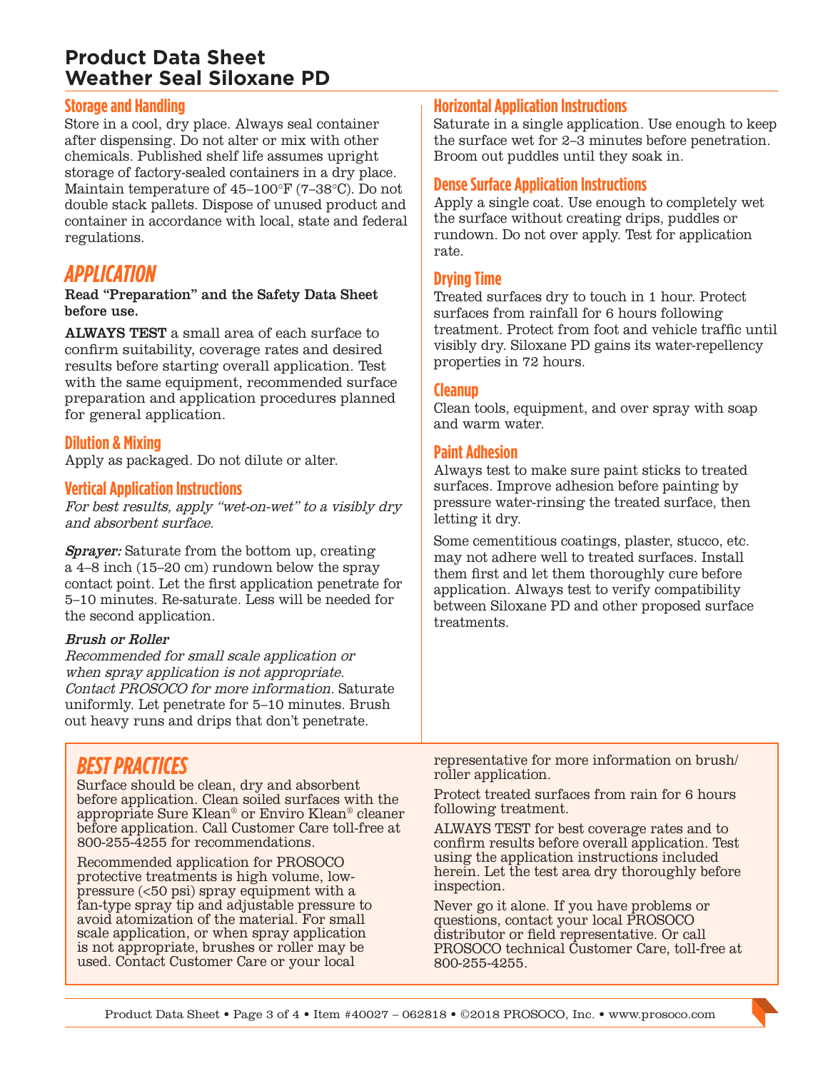# Product Data Sheet
# Weather Seal Siloxane PD

### Storage and Handling

Store in a cool, dry place. Always seal container after dispensing. Do not alter or mix with other chemicals. Published shelf life assumes upright storage of factory-sealed containers in a dry place. Maintain temperature of 45–100°F (7–38°C). Do not double stack pallets. Dispose of unused product and container in accordance with local, state and federal regulations.

## APPLICATION

**Read "Preparation" and the Safety Data Sheet before use.**

**ALWAYS TEST** a small area of each surface to confirm suitability, coverage rates and desired results before starting overall application. Test with the same equipment, recommended surface preparation and application procedures planned for general application.

### Dilution & Mixing

Apply as packaged. Do not dilute or alter.

### Vertical Application Instructions

*For best results, apply "wet-on-wet" to a visibly dry and absorbent surface.*

***Sprayer:*** Saturate from the bottom up, creating a 4–8 inch (15–20 cm) rundown below the spray contact point. Let the first application penetrate for 5–10 minutes. Re-saturate. Less will be needed for the second application.

***Brush or Roller***

*Recommended for small scale application or when spray application is not appropriate. Contact PROSOCO for more information.* Saturate uniformly. Let penetrate for 5–10 minutes. Brush out heavy runs and drips that don't penetrate.

### Horizontal Application Instructions

Saturate in a single application. Use enough to keep the surface wet for 2–3 minutes before penetration. Broom out puddles until they soak in.

### Dense Surface Application Instructions

Apply a single coat. Use enough to completely wet the surface without creating drips, puddles or rundown. Do not over apply. Test for application rate.

### Drying Time

Treated surfaces dry to touch in 1 hour. Protect surfaces from rainfall for 6 hours following treatment. Protect from foot and vehicle traffic until visibly dry. Siloxane PD gains its water-repellency properties in 72 hours.

### Cleanup

Clean tools, equipment, and over spray with soap and warm water.

### Paint Adhesion

Always test to make sure paint sticks to treated surfaces. Improve adhesion before painting by pressure water-rinsing the treated surface, then letting it dry.

Some cementitious coatings, plaster, stucco, etc. may not adhere well to treated surfaces. Install them first and let them thoroughly cure before application. Always test to verify compatibility between Siloxane PD and other proposed surface treatments.

## BEST PRACTICES

Surface should be clean, dry and absorbent before application. Clean soiled surfaces with the appropriate Sure Klean® or Enviro Klean® cleaner before application. Call Customer Care toll-free at 800-255-4255 for recommendations.

Recommended application for PROSOCO protective treatments is high volume, low-pressure (<50 psi) spray equipment with a fan-type spray tip and adjustable pressure to avoid atomization of the material. For small scale application, or when spray application is not appropriate, brushes or roller may be used. Contact Customer Care or your local representative for more information on brush/roller application.

Protect treated surfaces from rain for 6 hours following treatment.

ALWAYS TEST for best coverage rates and to confirm results before overall application. Test using the application instructions included herein. Let the test area dry thoroughly before inspection.

Never go it alone. If you have problems or questions, contact your local PROSOCO distributor or field representative. Or call PROSOCO technical Customer Care, toll-free at 800-255-4255.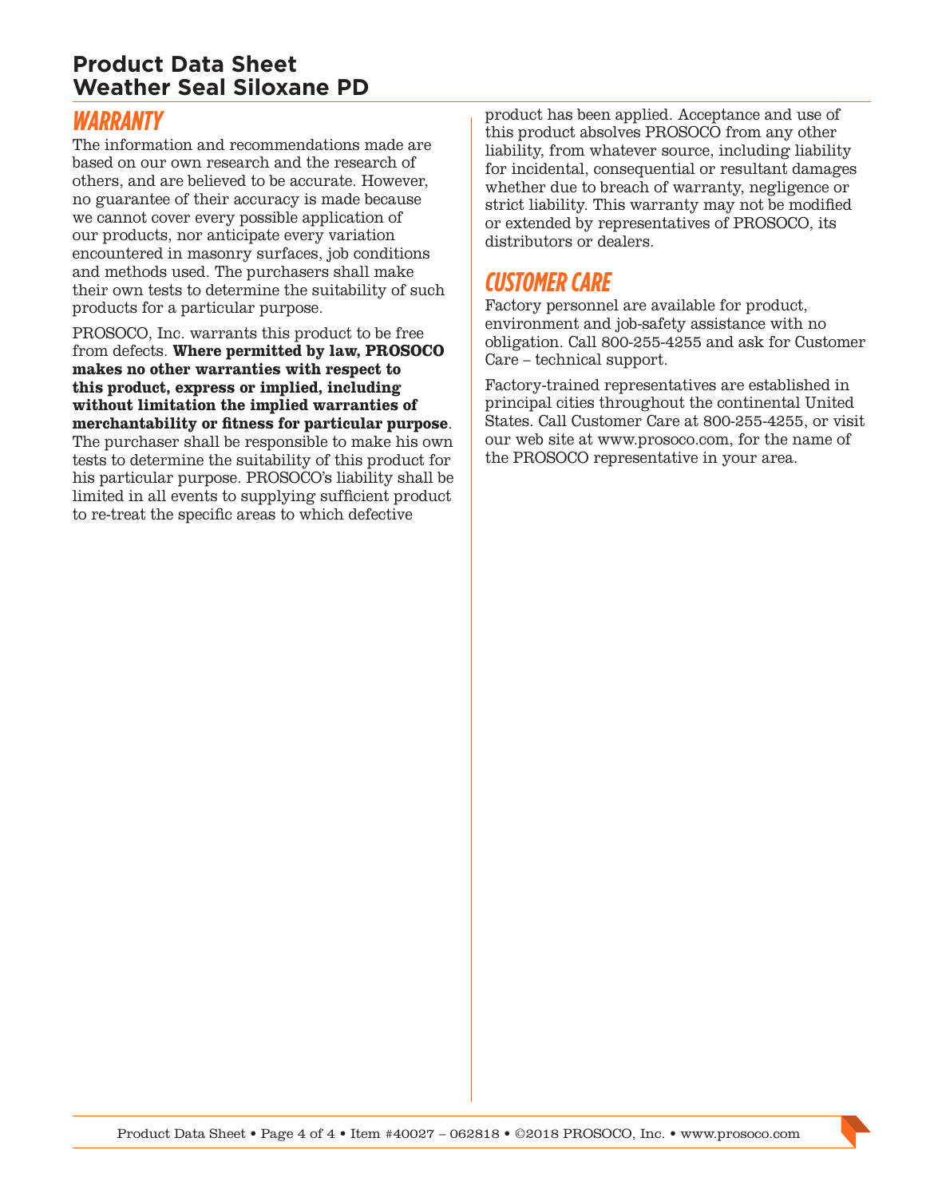## WARRANTY

The information and recommendations made are based on our own research and the research of others, and are believed to be accurate. However, no guarantee of their accuracy is made because we cannot cover every possible application of our products, nor anticipate every variation encountered in masonry surfaces, job conditions and methods used. The purchasers shall make their own tests to determine the suitability of such products for a particular purpose.

PROSOCO, Inc. warrants this product to be free from defects. **Where permitted by law, PROSOCO makes no other warranties with respect to this product, express or implied, including without limitation the implied warranties of merchantability or fitness for particular purpose**. The purchaser shall be responsible to make his own tests to determine the suitability of this product for his particular purpose. PROSOCO's liability shall be limited in all events to supplying sufficient product to re-treat the specific areas to which defective product has been applied. Acceptance and use of this product absolves PROSOCO from any other liability, from whatever source, including liability for incidental, consequential or resultant damages whether due to breach of warranty, negligence or strict liability. This warranty may not be modified or extended by representatives of PROSOCO, its distributors or dealers.

## CUSTOMER CARE

Factory personnel are available for product, environment and job-safety assistance with no obligation. Call 800-255-4255 and ask for Customer Care – technical support.

Factory-trained representatives are established in principal cities throughout the continental United States. Call Customer Care at 800-255-4255, or visit our web site at www.prosoco.com, for the name of the PROSOCO representative in your area.